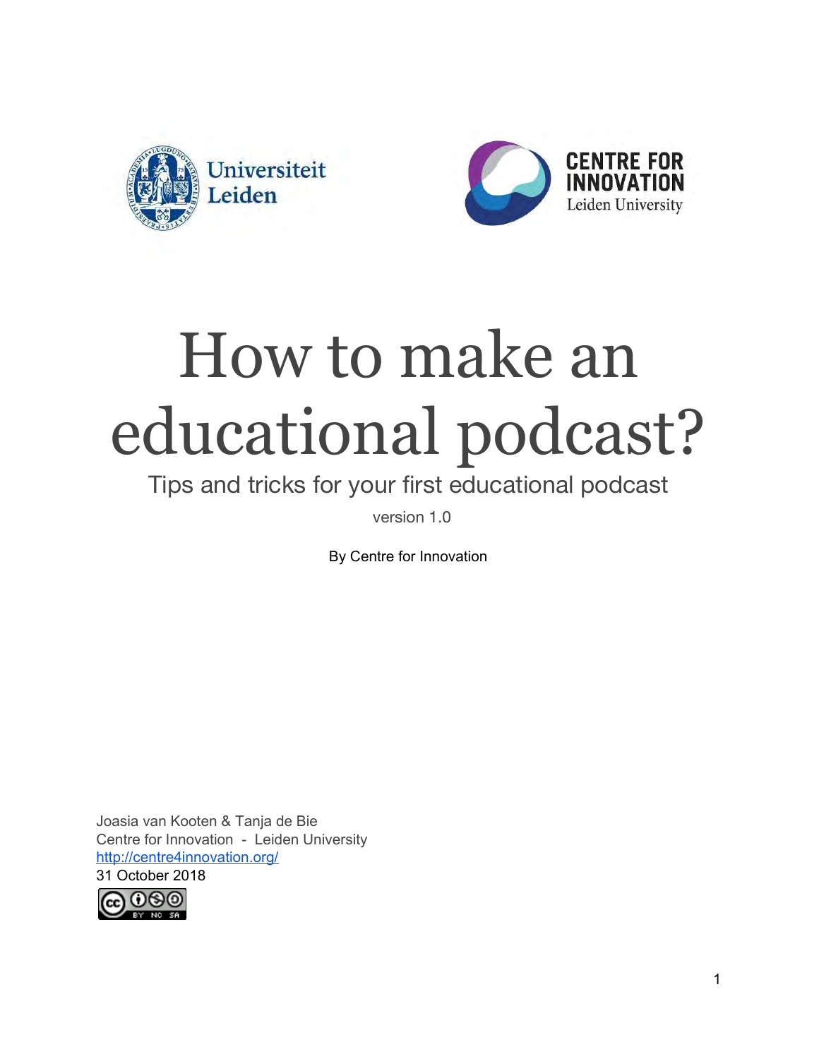Universiteit Leiden

CENTRE FOR INNOVATION
Leiden University

# How to make an educational podcast?

Tips and tricks for your first educational podcast

version 1.0

By Centre for Innovation

Joasia van Kooten & Tanja de Bie
Centre for Innovation - Leiden University
[http://centre4innovation.org/](http://centre4innovation.org/)
31 October 2018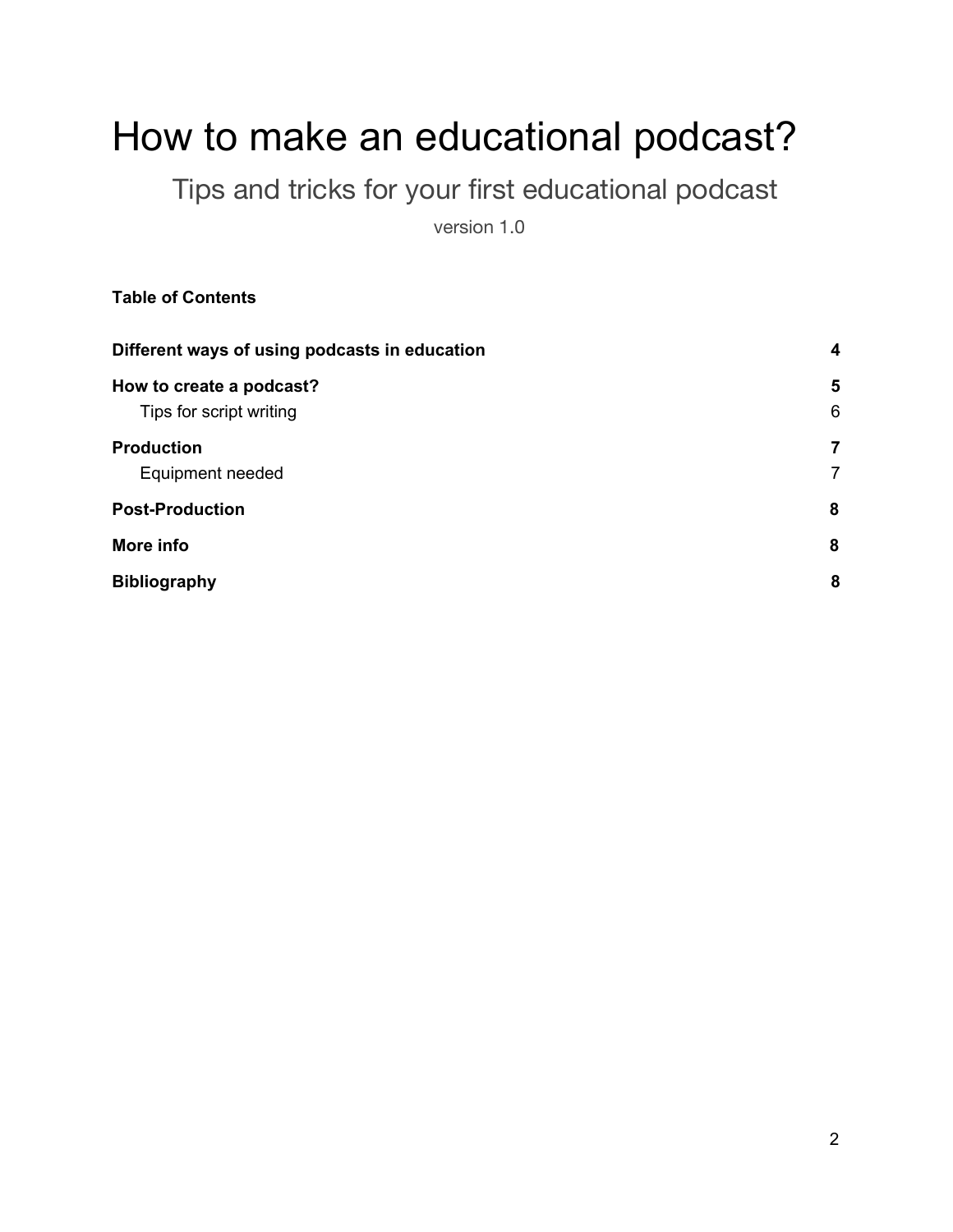# How to make an educational podcast?

## Tips and tricks for your first educational podcast

version 1.0

**Table of Contents**

| | |
|---|---|
| **Different ways of using podcasts in education** | **4** |
| **How to create a podcast?** | **5** |
| Tips for script writing | 6 |
| **Production** | **7** |
| Equipment needed | 7 |
| **Post-Production** | **8** |
| **More info** | **8** |
| **Bibliography** | **8** |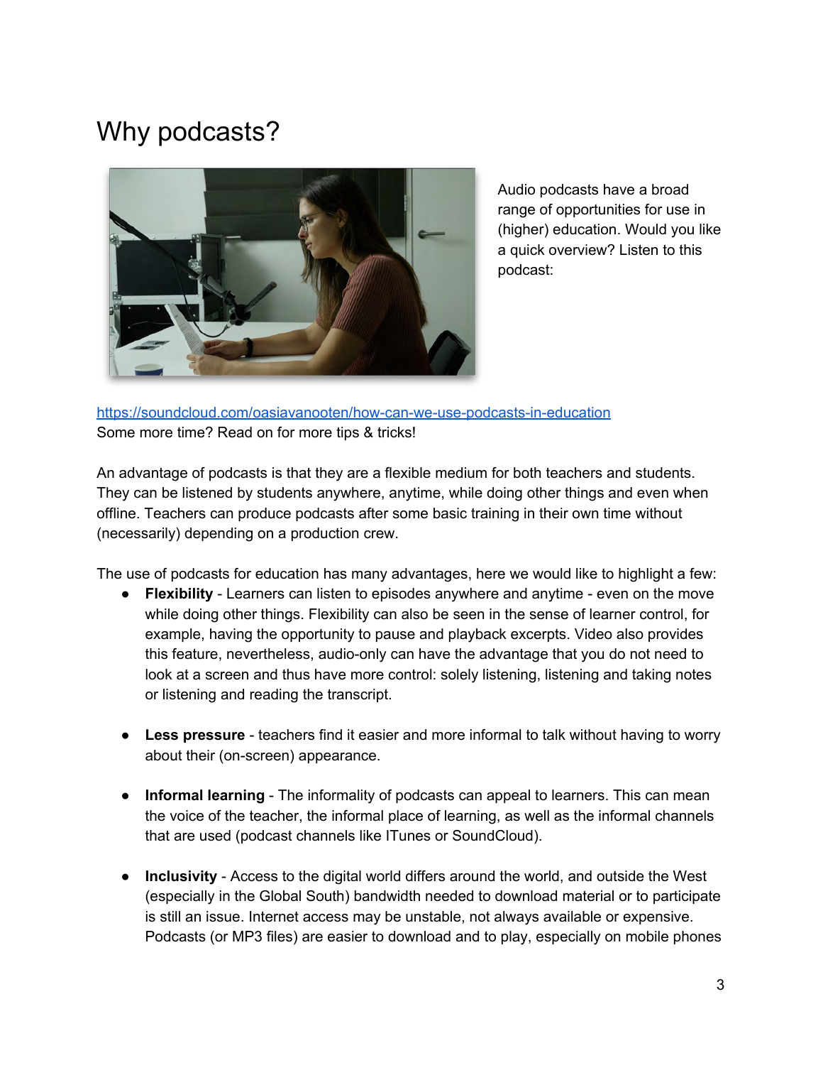# Why podcasts?

Audio podcasts have a broad range of opportunities for use in (higher) education. Would you like a quick overview? Listen to this podcast:

https://soundcloud.com/oasiavanooten/how-can-we-use-podcasts-in-education
Some more time? Read on for more tips & tricks!

An advantage of podcasts is that they are a flexible medium for both teachers and students. They can be listened by students anywhere, anytime, while doing other things and even when offline. Teachers can produce podcasts after some basic training in their own time without (necessarily) depending on a production crew.

The use of podcasts for education has many advantages, here we would like to highlight a few:

- **Flexibility** - Learners can listen to episodes anywhere and anytime - even on the move while doing other things. Flexibility can also be seen in the sense of learner control, for example, having the opportunity to pause and playback excerpts. Video also provides this feature, nevertheless, audio-only can have the advantage that you do not need to look at a screen and thus have more control: solely listening, listening and taking notes or listening and reading the transcript.

- **Less pressure** - teachers find it easier and more informal to talk without having to worry about their (on-screen) appearance.

- **Informal learning** - The informality of podcasts can appeal to learners. This can mean the voice of the teacher, the informal place of learning, as well as the informal channels that are used (podcast channels like ITunes or SoundCloud).

- **Inclusivity** - Access to the digital world differs around the world, and outside the West (especially in the Global South) bandwidth needed to download material or to participate is still an issue. Internet access may be unstable, not always available or expensive. Podcasts (or MP3 files) are easier to download and to play, especially on mobile phones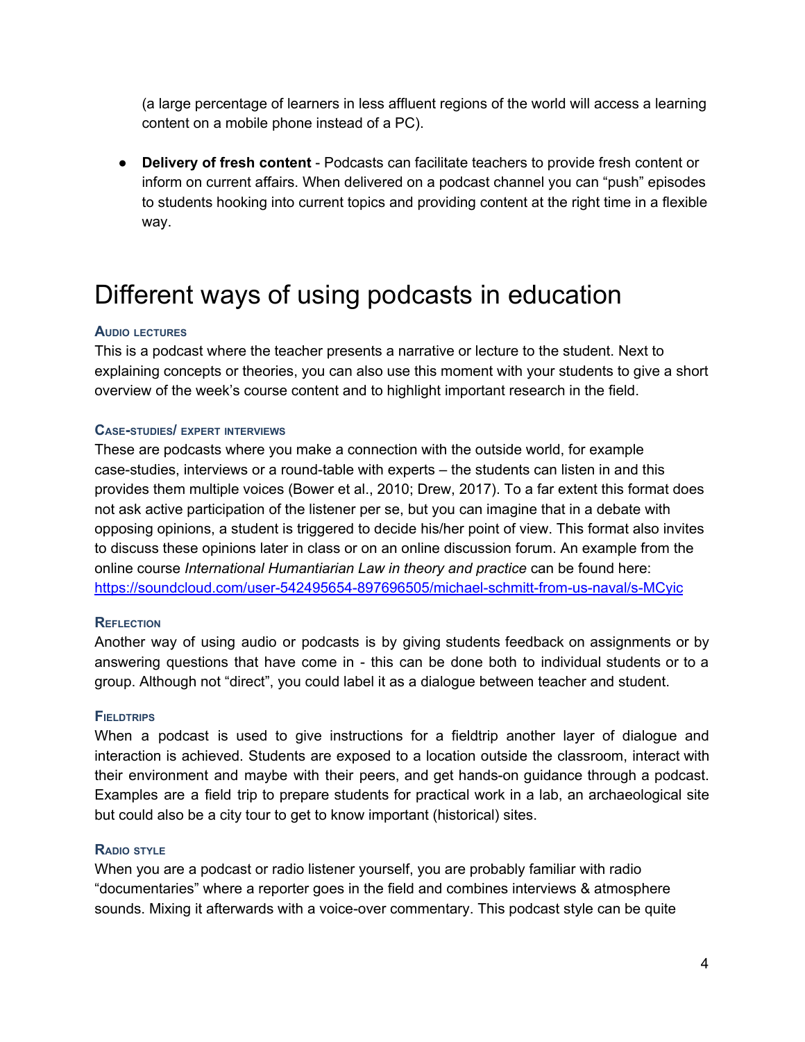(a large percentage of learners in less affluent regions of the world will access a learning content on a mobile phone instead of a PC).

- **Delivery of fresh content** - Podcasts can facilitate teachers to provide fresh content or inform on current affairs. When delivered on a podcast channel you can "push" episodes to students hooking into current topics and providing content at the right time in a flexible way.

# Different ways of using podcasts in education

#### Audio lectures

This is a podcast where the teacher presents a narrative or lecture to the student. Next to explaining concepts or theories, you can also use this moment with your students to give a short overview of the week's course content and to highlight important research in the field.

#### Case-studies/ expert interviews

These are podcasts where you make a connection with the outside world, for example case-studies, interviews or a round-table with experts – the students can listen in and this provides them multiple voices (Bower et al., 2010; Drew, 2017). To a far extent this format does not ask active participation of the listener per se, but you can imagine that in a debate with opposing opinions, a student is triggered to decide his/her point of view. This format also invites to discuss these opinions later in class or on an online discussion forum. An example from the online course *International Humantiarian Law in theory and practice* can be found here: [https://soundcloud.com/user-542495654-897696505/michael-schmitt-from-us-naval/s-MCyic](https://soundcloud.com/user-542495654-897696505/michael-schmitt-from-us-naval/s-MCyic)

#### Reflection

Another way of using audio or podcasts is by giving students feedback on assignments or by answering questions that have come in - this can be done both to individual students or to a group. Although not "direct", you could label it as a dialogue between teacher and student.

#### Fieldtrips

When a podcast is used to give instructions for a fieldtrip another layer of dialogue and interaction is achieved. Students are exposed to a location outside the classroom, interact with their environment and maybe with their peers, and get hands-on guidance through a podcast. Examples are a field trip to prepare students for practical work in a lab, an archaeological site but could also be a city tour to get to know important (historical) sites.

#### Radio style

When you are a podcast or radio listener yourself, you are probably familiar with radio "documentaries" where a reporter goes in the field and combines interviews & atmosphere sounds. Mixing it afterwards with a voice-over commentary. This podcast style can be quite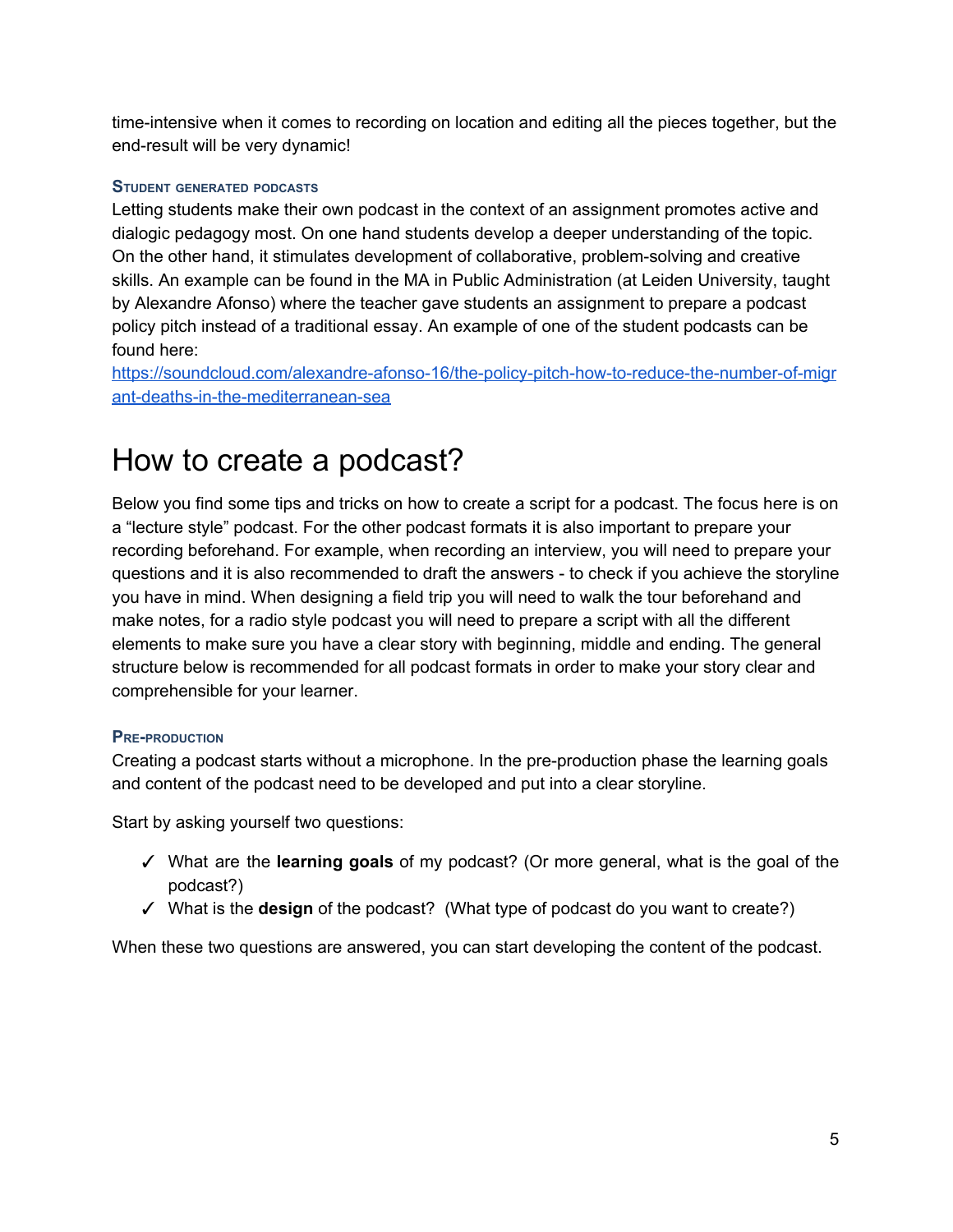time-intensive when it comes to recording on location and editing all the pieces together, but the end-result will be very dynamic!

### Student generated podcasts

Letting students make their own podcast in the context of an assignment promotes active and dialogic pedagogy most. On one hand students develop a deeper understanding of the topic. On the other hand, it stimulates development of collaborative, problem-solving and creative skills. An example can be found in the MA in Public Administration (at Leiden University, taught by Alexandre Afonso) where the teacher gave students an assignment to prepare a podcast policy pitch instead of a traditional essay. An example of one of the student podcasts can be found here:
[https://soundcloud.com/alexandre-afonso-16/the-policy-pitch-how-to-reduce-the-number-of-migrant-deaths-in-the-mediterranean-sea](https://soundcloud.com/alexandre-afonso-16/the-policy-pitch-how-to-reduce-the-number-of-migrant-deaths-in-the-mediterranean-sea)

# How to create a podcast?

Below you find some tips and tricks on how to create a script for a podcast. The focus here is on a "lecture style" podcast. For the other podcast formats it is also important to prepare your recording beforehand. For example, when recording an interview, you will need to prepare your questions and it is also recommended to draft the answers - to check if you achieve the storyline you have in mind. When designing a field trip you will need to walk the tour beforehand and make notes, for a radio style podcast you will need to prepare a script with all the different elements to make sure you have a clear story with beginning, middle and ending. The general structure below is recommended for all podcast formats in order to make your story clear and comprehensible for your learner.

### Pre-production

Creating a podcast starts without a microphone. In the pre-production phase the learning goals and content of the podcast need to be developed and put into a clear storyline.

Start by asking yourself two questions:

- ✓ What are the **learning goals** of my podcast? (Or more general, what is the goal of the podcast?)
- ✓ What is the **design** of the podcast? (What type of podcast do you want to create?)

When these two questions are answered, you can start developing the content of the podcast.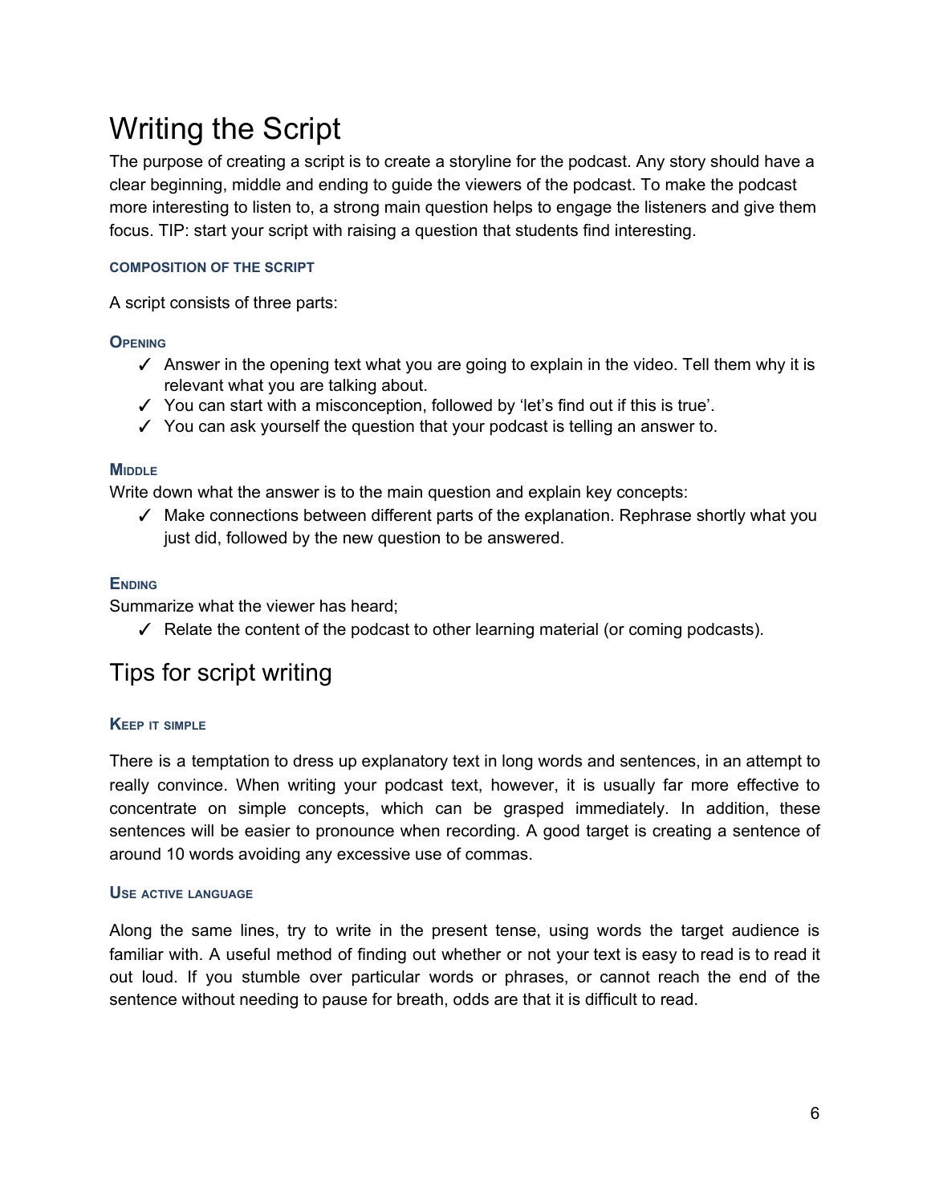# Writing the Script

The purpose of creating a script is to create a storyline for the podcast. Any story should have a clear beginning, middle and ending to guide the viewers of the podcast. To make the podcast more interesting to listen to, a strong main question helps to engage the listeners and give them focus. TIP: start your script with raising a question that students find interesting.

#### COMPOSITION OF THE SCRIPT

A script consists of three parts:

#### Opening

- ✓ Answer in the opening text what you are going to explain in the video. Tell them why it is relevant what you are talking about.
- ✓ You can start with a misconception, followed by 'let's find out if this is true'.
- ✓ You can ask yourself the question that your podcast is telling an answer to.

#### Middle

Write down what the answer is to the main question and explain key concepts:

- ✓ Make connections between different parts of the explanation. Rephrase shortly what you just did, followed by the new question to be answered.

#### Ending

Summarize what the viewer has heard;

- ✓ Relate the content of the podcast to other learning material (or coming podcasts).

# Tips for script writing

#### Keep it simple

There is a temptation to dress up explanatory text in long words and sentences, in an attempt to really convince. When writing your podcast text, however, it is usually far more effective to concentrate on simple concepts, which can be grasped immediately. In addition, these sentences will be easier to pronounce when recording. A good target is creating a sentence of around 10 words avoiding any excessive use of commas.

#### Use active language

Along the same lines, try to write in the present tense, using words the target audience is familiar with. A useful method of finding out whether or not your text is easy to read is to read it out loud. If you stumble over particular words or phrases, or cannot reach the end of the sentence without needing to pause for breath, odds are that it is difficult to read.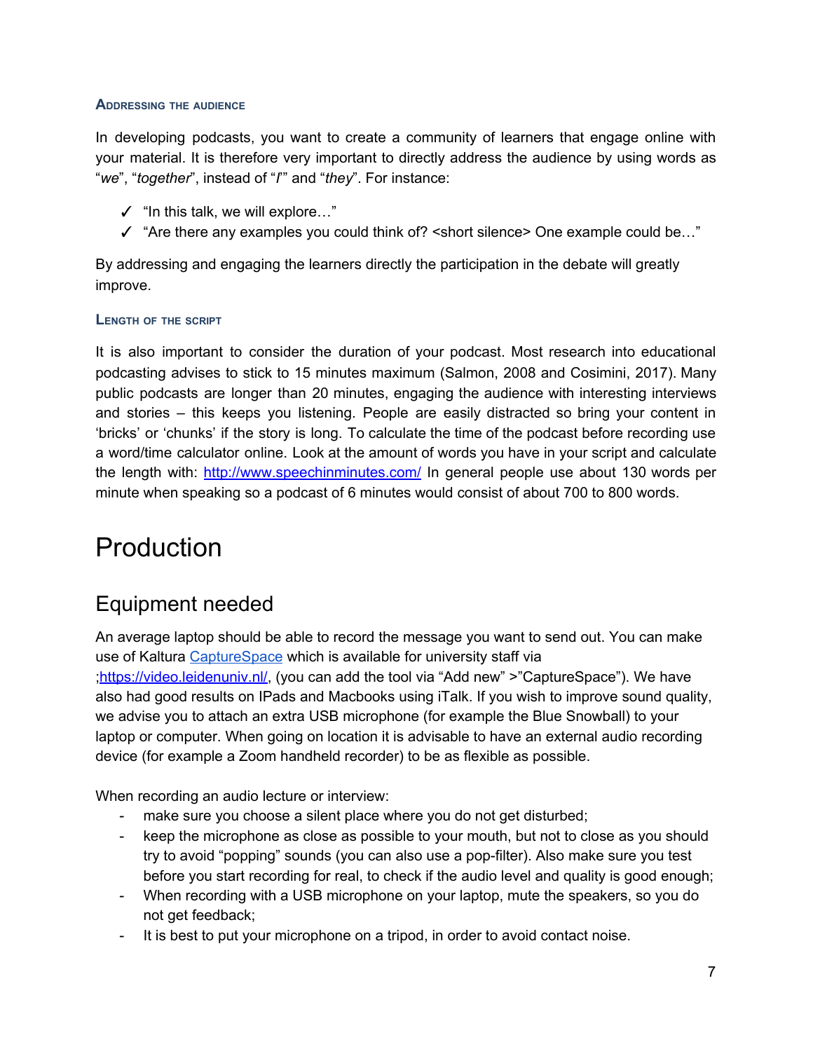#### Addressing the audience

In developing podcasts, you want to create a community of learners that engage online with your material. It is therefore very important to directly address the audience by using words as "*we*", "*together*", instead of "*I*" and "*they*". For instance:

- ✓ "In this talk, we will explore…"
- ✓ "Are there any examples you could think of? <short silence> One example could be…"

By addressing and engaging the learners directly the participation in the debate will greatly improve.

#### Length of the script

It is also important to consider the duration of your podcast. Most research into educational podcasting advises to stick to 15 minutes maximum (Salmon, 2008 and Cosimini, 2017). Many public podcasts are longer than 20 minutes, engaging the audience with interesting interviews and stories – this keeps you listening. People are easily distracted so bring your content in 'bricks' or 'chunks' if the story is long. To calculate the time of the podcast before recording use a word/time calculator online. Look at the amount of words you have in your script and calculate the length with: [http://www.speechinminutes.com/](http://www.speechinminutes.com/) In general people use about 130 words per minute when speaking so a podcast of 6 minutes would consist of about 700 to 800 words.

# Production

## Equipment needed

An average laptop should be able to record the message you want to send out. You can make use of Kaltura [CaptureSpace](CaptureSpace) which is available for university staff via ;[https://video.leidenuniv.nl/](https://video.leidenuniv.nl/), (you can add the tool via "Add new" >"CaptureSpace"). We have also had good results on IPads and Macbooks using iTalk. If you wish to improve sound quality, we advise you to attach an extra USB microphone (for example the Blue Snowball) to your laptop or computer. When going on location it is advisable to have an external audio recording device (for example a Zoom handheld recorder) to be as flexible as possible.

When recording an audio lecture or interview:

- make sure you choose a silent place where you do not get disturbed;
- keep the microphone as close as possible to your mouth, but not to close as you should try to avoid "popping" sounds (you can also use a pop-filter). Also make sure you test before you start recording for real, to check if the audio level and quality is good enough;
- When recording with a USB microphone on your laptop, mute the speakers, so you do not get feedback;
- It is best to put your microphone on a tripod, in order to avoid contact noise.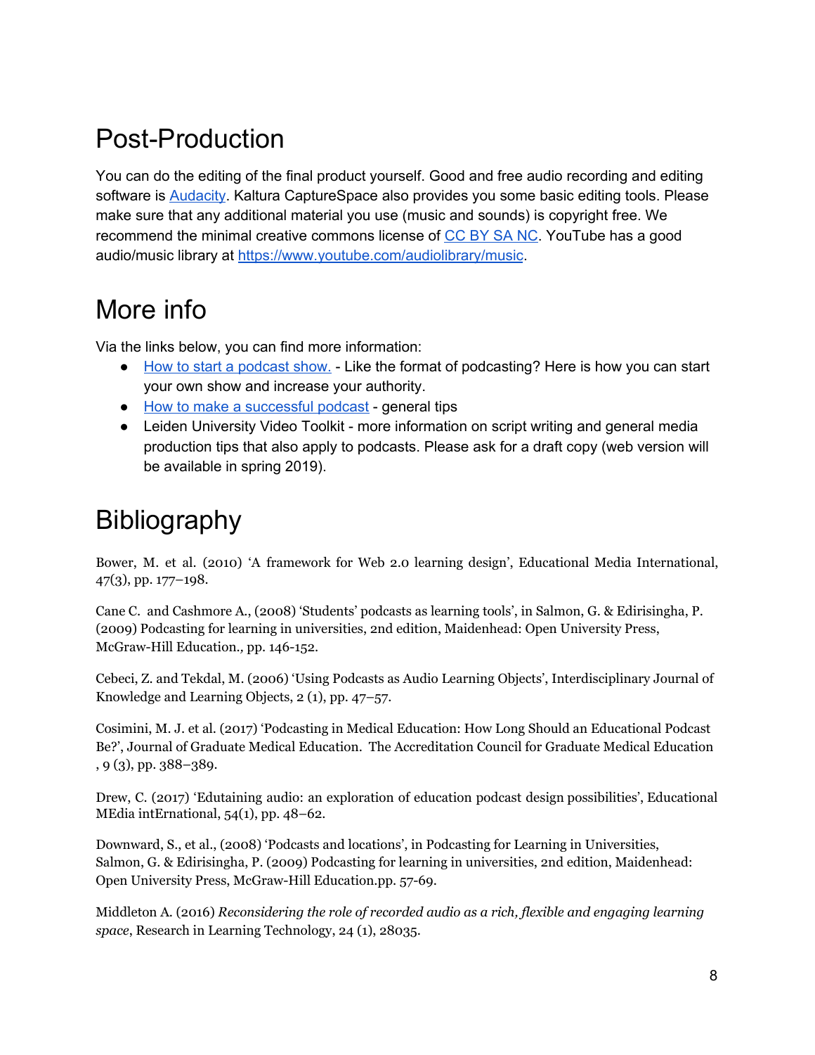## Post-Production

You can do the editing of the final product yourself. Good and free audio recording and editing software is [Audacity](). Kaltura CaptureSpace also provides you some basic editing tools. Please make sure that any additional material you use (music and sounds) is copyright free. We recommend the minimal creative commons license of [CC BY SA NC](). YouTube has a good audio/music library at [https://www.youtube.com/audiolibrary/music](https://www.youtube.com/audiolibrary/music).

## More info

Via the links below, you can find more information:

- [How to start a podcast show.]() - Like the format of podcasting? Here is how you can start your own show and increase your authority.
- [How to make a successful podcast]() - general tips
- Leiden University Video Toolkit - more information on script writing and general media production tips that also apply to podcasts. Please ask for a draft copy (web version will be available in spring 2019).

## Bibliography

Bower, M. et al. (2010) 'A framework for Web 2.0 learning design', Educational Media International, 47(3), pp. 177–198.

Cane C. and Cashmore A., (2008) 'Students' podcasts as learning tools', in Salmon, G. & Edirisingha, P. (2009) Podcasting for learning in universities, 2nd edition, Maidenhead: Open University Press, McGraw-Hill Education., pp. 146-152.

Cebeci, Z. and Tekdal, M. (2006) 'Using Podcasts as Audio Learning Objects', Interdisciplinary Journal of Knowledge and Learning Objects, 2 (1), pp. 47–57.

Cosimini, M. J. et al. (2017) 'Podcasting in Medical Education: How Long Should an Educational Podcast Be?', Journal of Graduate Medical Education. The Accreditation Council for Graduate Medical Education , 9 (3), pp. 388–389.

Drew, C. (2017) 'Edutaining audio: an exploration of education podcast design possibilities', Educational MEdia intErnational, 54(1), pp. 48–62.

Downward, S., et al., (2008) 'Podcasts and locations', in Podcasting for Learning in Universities, Salmon, G. & Edirisingha, P. (2009) Podcasting for learning in universities, 2nd edition, Maidenhead: Open University Press, McGraw-Hill Education.pp. 57-69.

Middleton A. (2016) *Reconsidering the role of recorded audio as a rich, flexible and engaging learning space*, Research in Learning Technology, 24 (1), 28035.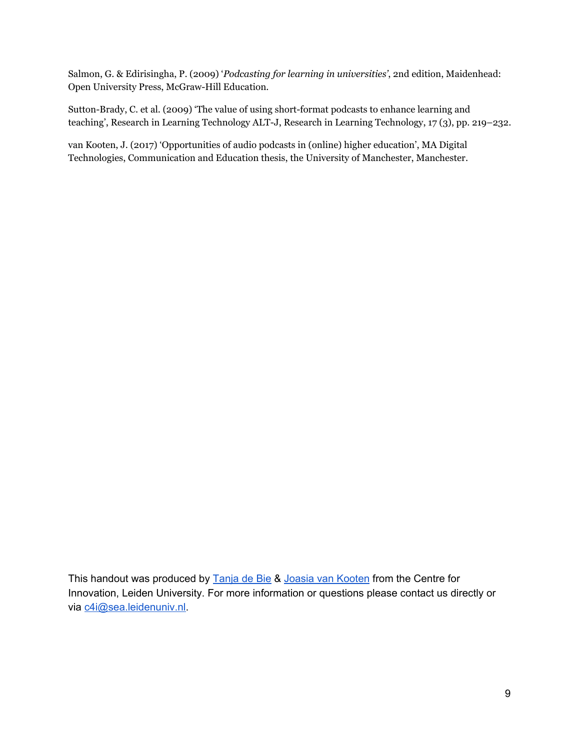Salmon, G. & Edirisingha, P. (2009) '*Podcasting for learning in universities*', 2nd edition, Maidenhead: Open University Press, McGraw-Hill Education.

Sutton-Brady, C. et al. (2009) 'The value of using short-format podcasts to enhance learning and teaching', Research in Learning Technology ALT-J, Research in Learning Technology, 17 (3), pp. 219–232.

van Kooten, J. (2017) 'Opportunities of audio podcasts in (online) higher education', MA Digital Technologies, Communication and Education thesis, the University of Manchester, Manchester.

This handout was produced by Tanja de Bie & Joasia van Kooten from the Centre for Innovation, Leiden University. For more information or questions please contact us directly or via c4i@sea.leidenuniv.nl.